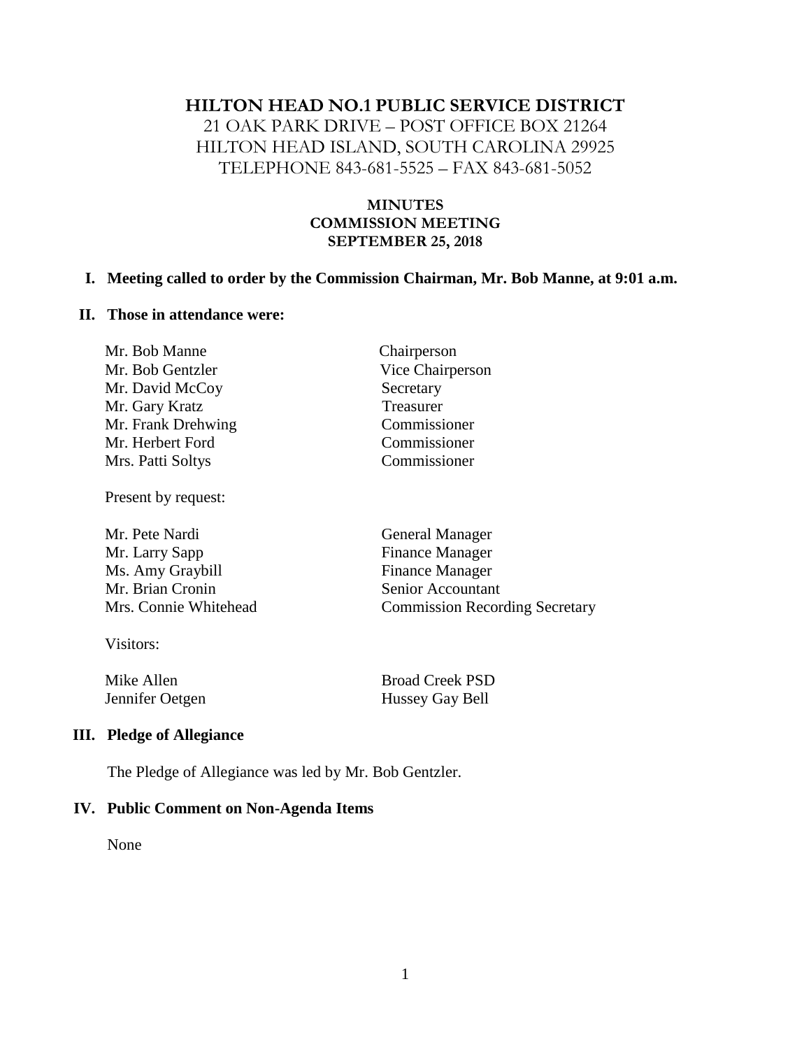# HILTON HEAD NO.1 PUBLIC SERVICE DISTRICT

21 OAK PARK DRIVE – POST OFFICE BOX 21264
HILTON HEAD ISLAND, SOUTH CAROLINA 29925
TELEPHONE 843-681-5525 – FAX 843-681-5052

**MINUTES**
**COMMISSION MEETING**
**SEPTEMBER 25, 2018**

**I. Meeting called to order by the Commission Chairman, Mr. Bob Manne, at 9:01 a.m.**

**II. Those in attendance were:**

| | |
|---|---|
| Mr. Bob Manne | Chairperson |
| Mr. Bob Gentzler | Vice Chairperson |
| Mr. David McCoy | Secretary |
| Mr. Gary Kratz | Treasurer |
| Mr. Frank Drehwing | Commissioner |
| Mr. Herbert Ford | Commissioner |
| Mrs. Patti Soltys | Commissioner |

Present by request:

| | |
|---|---|
| Mr. Pete Nardi | General Manager |
| Mr. Larry Sapp | Finance Manager |
| Ms. Amy Graybill | Finance Manager |
| Mr. Brian Cronin | Senior Accountant |
| Mrs. Connie Whitehead | Commission Recording Secretary |

Visitors:

| | |
|---|---|
| Mike Allen | Broad Creek PSD |
| Jennifer Oetgen | Hussey Gay Bell |

**III. Pledge of Allegiance**

The Pledge of Allegiance was led by Mr. Bob Gentzler.

**IV. Public Comment on Non-Agenda Items**

None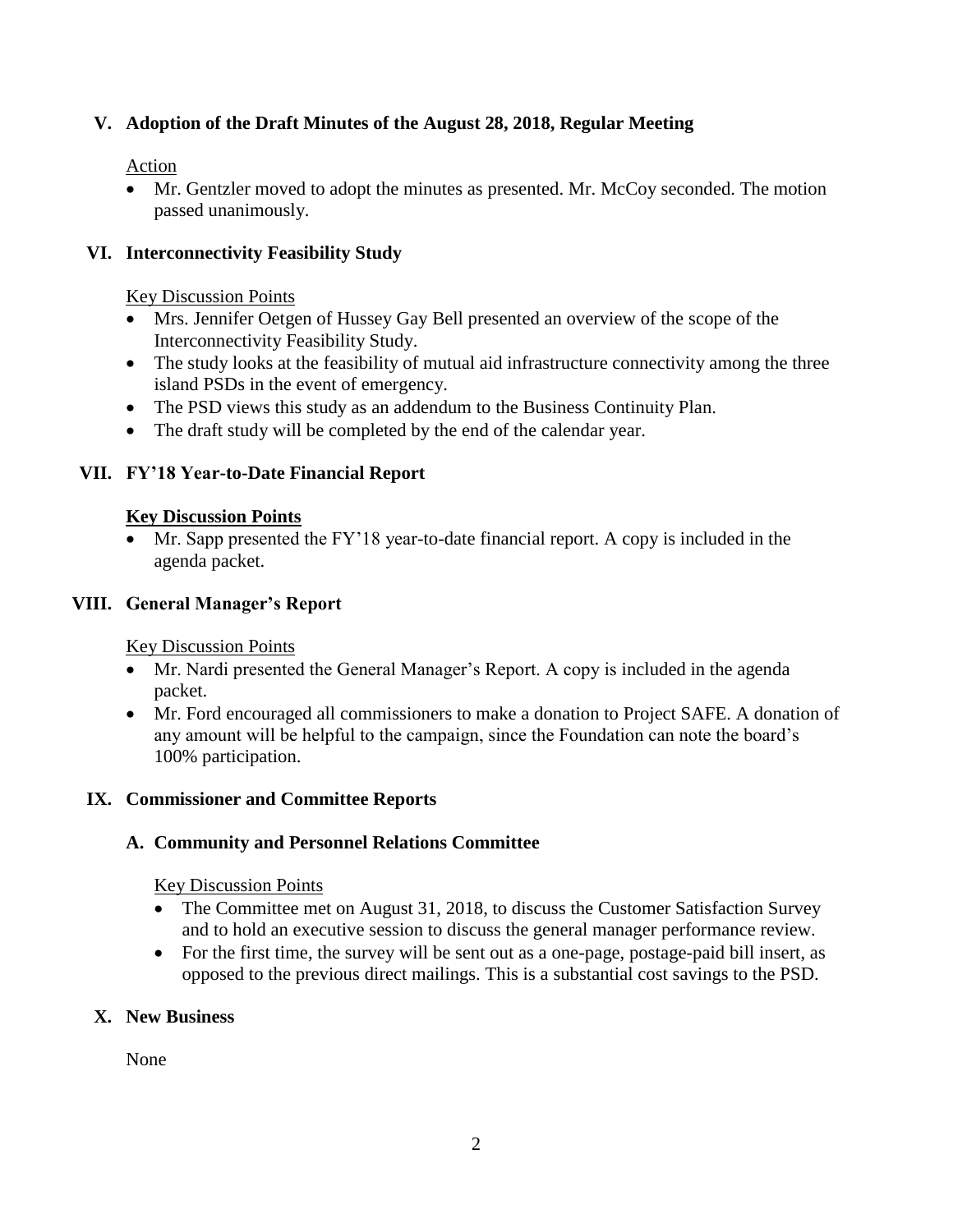## V. Adoption of the Draft Minutes of the August 28, 2018, Regular Meeting

Action

- Mr. Gentzler moved to adopt the minutes as presented. Mr. McCoy seconded. The motion passed unanimously.

## VI. Interconnectivity Feasibility Study

Key Discussion Points

- Mrs. Jennifer Oetgen of Hussey Gay Bell presented an overview of the scope of the Interconnectivity Feasibility Study.
- The study looks at the feasibility of mutual aid infrastructure connectivity among the three island PSDs in the event of emergency.
- The PSD views this study as an addendum to the Business Continuity Plan.
- The draft study will be completed by the end of the calendar year.

## VII. FY'18 Year-to-Date Financial Report

**Key Discussion Points**

- Mr. Sapp presented the FY'18 year-to-date financial report. A copy is included in the agenda packet.

## VIII. General Manager's Report

Key Discussion Points

- Mr. Nardi presented the General Manager's Report. A copy is included in the agenda packet.
- Mr. Ford encouraged all commissioners to make a donation to Project SAFE. A donation of any amount will be helpful to the campaign, since the Foundation can note the board's 100% participation.

## IX. Commissioner and Committee Reports

### A. Community and Personnel Relations Committee

Key Discussion Points

- The Committee met on August 31, 2018, to discuss the Customer Satisfaction Survey and to hold an executive session to discuss the general manager performance review.
- For the first time, the survey will be sent out as a one-page, postage-paid bill insert, as opposed to the previous direct mailings. This is a substantial cost savings to the PSD.

## X. New Business

None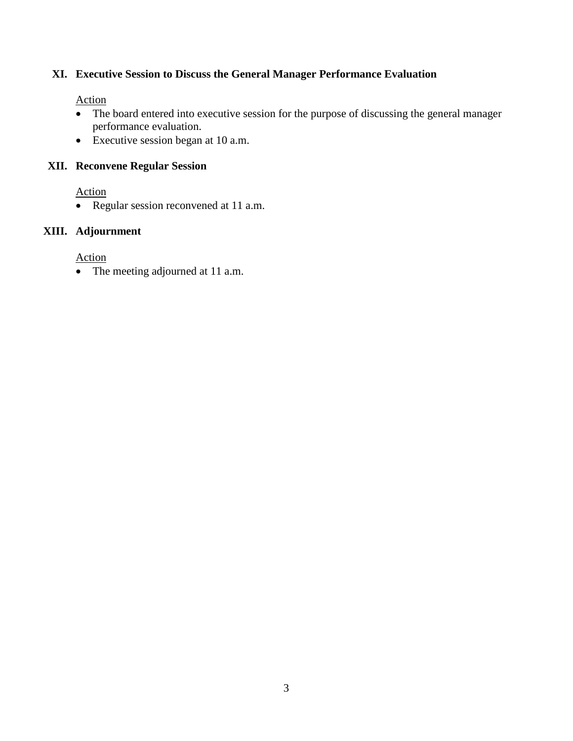## XI. Executive Session to Discuss the General Manager Performance Evaluation

Action

- The board entered into executive session for the purpose of discussing the general manager performance evaluation.
- Executive session began at 10 a.m.

## XII. Reconvene Regular Session

Action

- Regular session reconvened at 11 a.m.

## XIII. Adjournment

Action

- The meeting adjourned at 11 a.m.